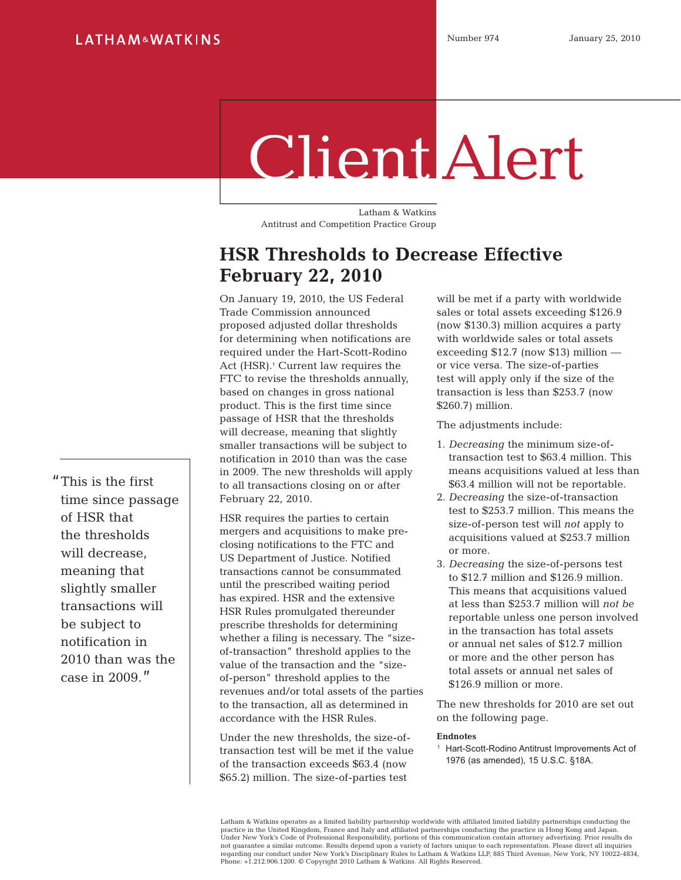LATHAM & WATKINS

Number 974 January 25, 2010

# Client Alert

Latham & Watkins
Antitrust and Competition Practice Group

## HSR Thresholds to Decrease Effective February 22, 2010

On January 19, 2010, the US Federal Trade Commission announced proposed adjusted dollar thresholds for determining when notifications are required under the Hart-Scott-Rodino Act (HSR).[1] Current law requires the FTC to revise the thresholds annually, based on changes in gross national product. This is the first time since passage of HSR that the thresholds will decrease, meaning that slightly smaller transactions will be subject to notification in 2010 than was the case in 2009. The new thresholds will apply to all transactions closing on or after February 22, 2010.

> "This is the first time since passage of HSR that the thresholds will decrease, meaning that slightly smaller transactions will be subject to notification in 2010 than was the case in 2009."

HSR requires the parties to certain mergers and acquisitions to make pre-closing notifications to the FTC and US Department of Justice. Notified transactions cannot be consummated until the prescribed waiting period has expired. HSR and the extensive HSR Rules promulgated thereunder prescribe thresholds for determining whether a filing is necessary. The "size-of-transaction" threshold applies to the value of the transaction and the "size-of-person" threshold applies to the revenues and/or total assets of the parties to the transaction, all as determined in accordance with the HSR Rules.

Under the new thresholds, the size-of-transaction test will be met if the value of the transaction exceeds $63.4 (now $65.2) million. The size-of-parties test will be met if a party with worldwide sales or total assets exceeding $126.9 (now $130.3) million acquires a party with worldwide sales or total assets exceeding $12.7 (now $13) million — or vice versa. The size-of-parties test will apply only if the size of the transaction is less than $253.7 (now $260.7) million.

The adjustments include:

1. *Decreasing* the minimum size-of-transaction test to $63.4 million. This means acquisitions valued at less than $63.4 million will not be reportable.
2. *Decreasing* the size-of-transaction test to $253.7 million. This means the size-of-person test will *not* apply to acquisitions valued at $253.7 million or more.
3. *Decreasing* the size-of-persons test to $12.7 million and $126.9 million. This means that acquisitions valued at less than $253.7 million will *not be* reportable unless one person involved in the transaction has total assets or annual net sales of $12.7 million or more and the other person has total assets or annual net sales of $126.9 million or more.

The new thresholds for 2010 are set out on the following page.

**Endnotes**

[1] Hart-Scott-Rodino Antitrust Improvements Act of 1976 (as amended), 15 U.S.C. §18A.

Latham & Watkins operates as a limited liability partnership worldwide with affiliated limited liability partnerships conducting the practice in the United Kingdom, France and Italy and affiliated partnerships conducting the practice in Hong Kong and Japan. Under New York's Code of Professional Responsibility, portions of this communication contain attorney advertising. Prior results do not guarantee a similar outcome. Results depend upon a variety of factors unique to each representation. Please direct all inquiries regarding our conduct under New York's Disciplinary Rules to Latham & Watkins LLP, 885 Third Avenue, New York, NY 10022-4834, Phone: +1.212.906.1200. © Copyright 2010 Latham & Watkins. All Rights Reserved.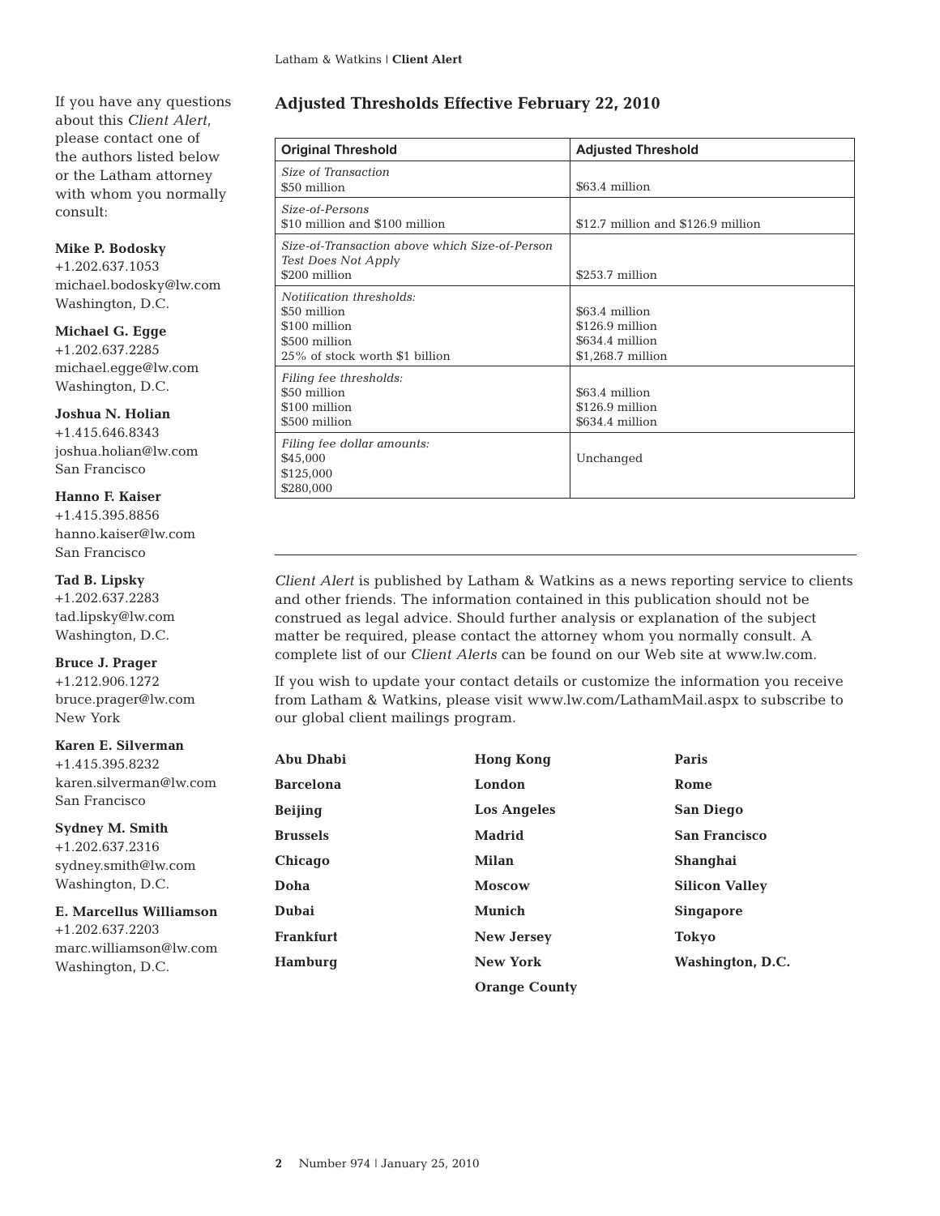If you have any questions about this *Client Alert*, please contact one of the authors listed below or the Latham attorney with whom you normally consult:

**Mike P. Bodosky**
+1.202.637.1053
michael.bodosky@lw.com
Washington, D.C.

**Michael G. Egge**
+1.202.637.2285
michael.egge@lw.com
Washington, D.C.

**Joshua N. Holian**
+1.415.646.8343
joshua.holian@lw.com
San Francisco

**Hanno F. Kaiser**
+1.415.395.8856
hanno.kaiser@lw.com
San Francisco

**Tad B. Lipsky**
+1.202.637.2283
tad.lipsky@lw.com
Washington, D.C.

**Bruce J. Prager**
+1.212.906.1272
bruce.prager@lw.com
New York

**Karen E. Silverman**
+1.415.395.8232
karen.silverman@lw.com
San Francisco

**Sydney M. Smith**
+1.202.637.2316
sydney.smith@lw.com
Washington, D.C.

**E. Marcellus Williamson**
+1.202.637.2203
marc.williamson@lw.com
Washington, D.C.

## Adjusted Thresholds Effective February 22, 2010

| Original Threshold | Adjusted Threshold |
|---|---|
| *Size of Transaction*<br>$50 million | $63.4 million |
| *Size-of-Persons*<br>$10 million and $100 million | $12.7 million and $126.9 million |
| *Size-of-Transaction above which Size-of-Person Test Does Not Apply*<br>$200 million | $253.7 million |
| *Notification thresholds:*<br>$50 million<br>$100 million<br>$500 million<br>25% of stock worth $1 billion | $63.4 million<br>$126.9 million<br>$634.4 million<br>$1,268.7 million |
| *Filing fee thresholds:*<br>$50 million<br>$100 million<br>$500 million | $63.4 million<br>$126.9 million<br>$634.4 million |
| *Filing fee dollar amounts:*<br>$45,000<br>$125,000<br>$280,000 | Unchanged |

---

*Client Alert* is published by Latham & Watkins as a news reporting service to clients and other friends. The information contained in this publication should not be construed as legal advice. Should further analysis or explanation of the subject matter be required, please contact the attorney whom you normally consult. A complete list of our *Client Alerts* can be found on our Web site at www.lw.com.

If you wish to update your contact details or customize the information you receive from Latham & Watkins, please visit www.lw.com/LathamMail.aspx to subscribe to our global client mailings program.

**Abu Dhabi**
**Barcelona**
**Beijing**
**Brussels**
**Chicago**
**Doha**
**Dubai**
**Frankfurt**
**Hamburg**
**Hong Kong**
**London**
**Los Angeles**
**Madrid**
**Milan**
**Moscow**
**Munich**
**New Jersey**
**New York**
**Orange County**
**Paris**
**Rome**
**San Diego**
**San Francisco**
**Shanghai**
**Silicon Valley**
**Singapore**
**Tokyo**
**Washington, D.C.**